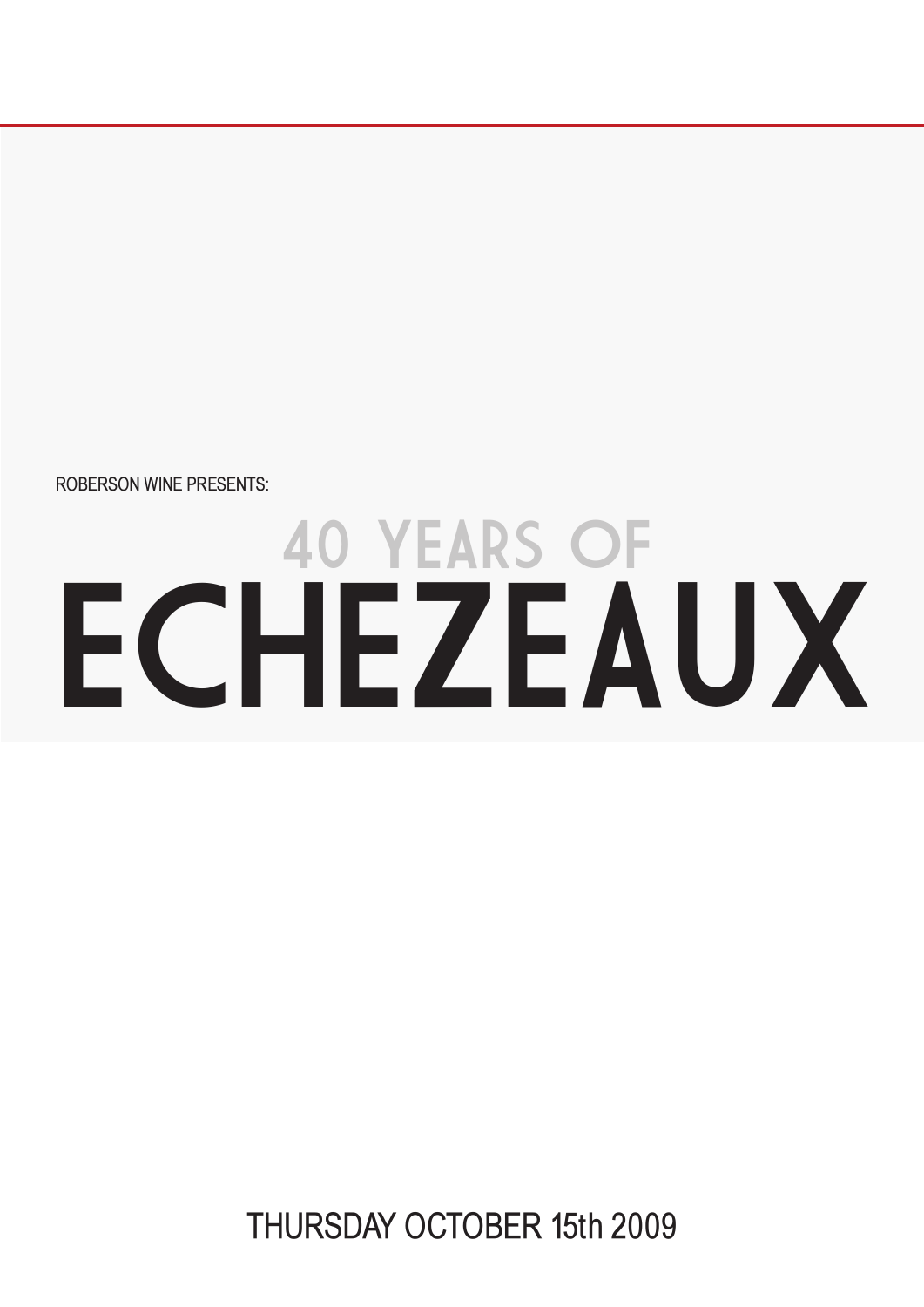ROBERSON WINE PRESENTS:

# 40 YEARS OF ECHEZEAUX

THURSDAY OCTOBER 15th 2009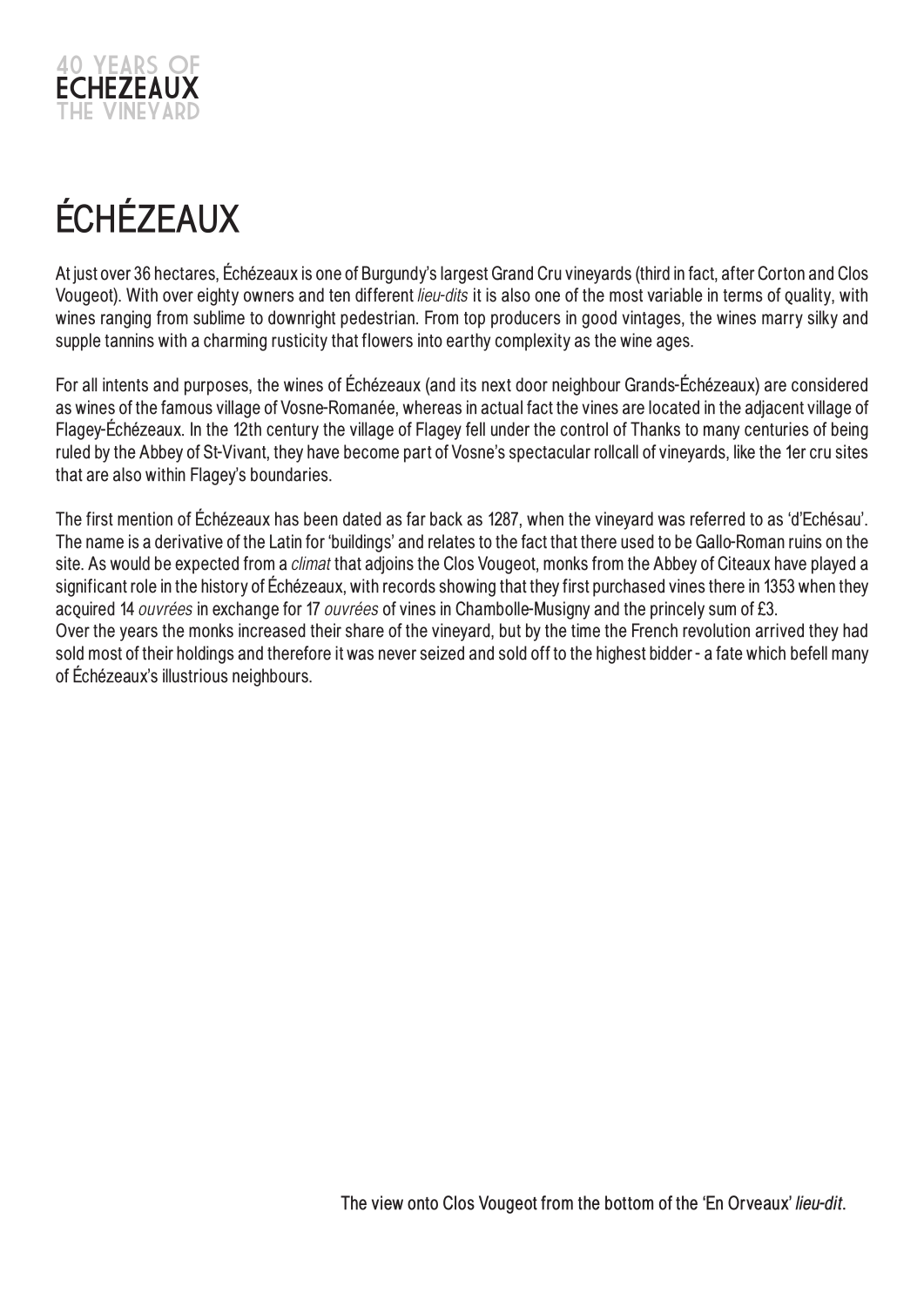# ÉCHÉZEAUX

At just over 36 hectares, Échézeaux is one of Burgundy's largest Grand Cru vineyards (third in fact, after Corton and Clos Vougeot). With over eighty owners and ten different *lieu-dits* it is also one of the most variable in terms of quality, with wines ranging from sublime to downright pedestrian. From top producers in good vintages, the wines marry silky and supple tannins with a charming rusticity that flowers into earthy complexity as the wine ages.

For all intents and purposes, the wines of Échézeaux (and its next door neighbour Grands-Échézeaux) are considered as wines of the famous village of Vosne-Romanée, whereas in actual fact the vines are located in the adjacent village of Flagey-Échézeaux. In the 12th century the village of Flagey fell under the control of Thanks to many centuries of being ruled by the Abbey of St-Vivant, they have become part of Vosne's spectacular rollcall of vineyards, like the 1er cru sites that are also within Flagey's boundaries.

The first mention of Échézeaux has been dated as far back as 1287, when the vineyard was referred to as 'd'Echésau'. The name is a derivative of the Latin for 'buildings' and relates to the fact that there used to be Gallo-Roman ruins on the site. As would be expected from a *climat* that adjoins the Clos Vougeot, monks from the Abbey of Citeaux have played a significant role in the history of Échézeaux, with records showing that they first purchased vines there in 1353 when they acquired 14 *ouvrées* in exchange for 17 *ouvrées* of vines in Chambolle-Musigny and the princely sum of £3.
Over the years the monks increased their share of the vineyard, but by the time the French revolution arrived they had sold most of their holdings and therefore it was never seized and sold off to the highest bidder - a fate which befell many of Échézeaux's illustrious neighbours.

The view onto Clos Vougeot from the bottom of the 'En Orveaux' *lieu-dit*.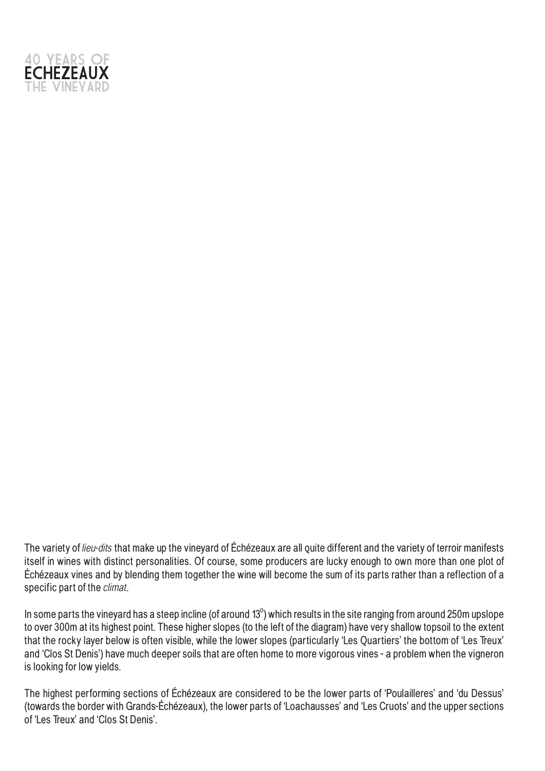# 40 YEARS OF ECHEZEAUX THE VINEYARD

The variety of *lieu-dits* that make up the vineyard of Échézeaux are all quite different and the variety of terroir manifests itself in wines with distinct personalities. Of course, some producers are lucky enough to own more than one plot of Échézeaux vines and by blending them together the wine will become the sum of its parts rather than a reflection of a specific part of the *climat*.

In some parts the vineyard has a steep incline (of around 13°) which results in the site ranging from around 250m upslope to over 300m at its highest point. These higher slopes (to the left of the diagram) have very shallow topsoil to the extent that the rocky layer below is often visible, while the lower slopes (particularly 'Les Quartiers' the bottom of 'Les Treux' and 'Clos St Denis') have much deeper soils that are often home to more vigorous vines - a problem when the vigneron is looking for low yields.

The highest performing sections of Échézeaux are considered to be the lower parts of 'Poulailleres' and 'du Dessus' (towards the border with Grands-Échézeaux), the lower parts of 'Loachausses' and 'Les Cruots' and the upper sections of 'Les Treux' and 'Clos St Denis'.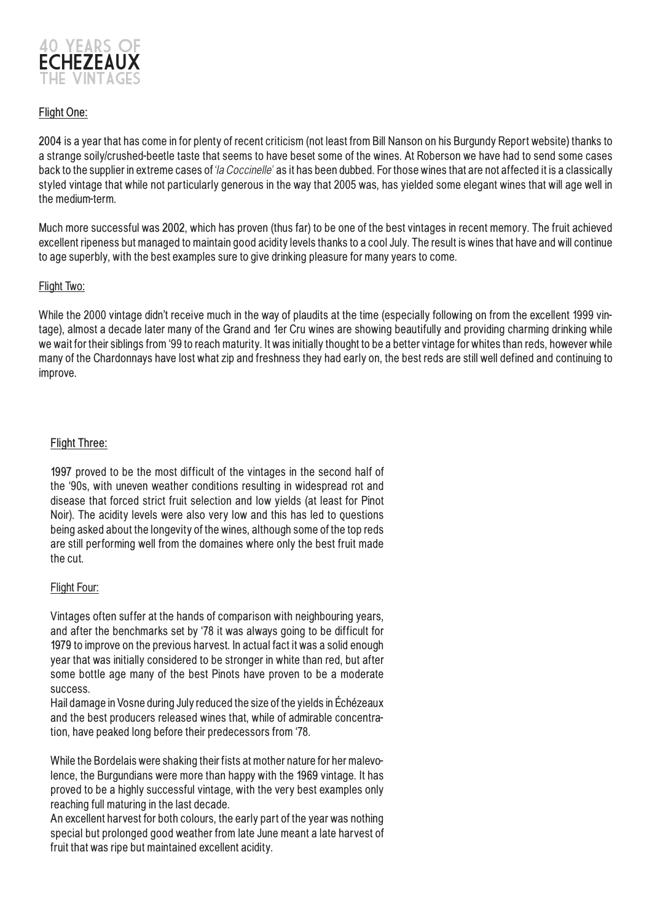# 40 YEARS OF ECHEZEAUX THE VINTAGES

## Flight One:

**2004** is a year that has come in for plenty of recent criticism (not least from Bill Nanson on his Burgundy Report website) thanks to a strange soily/crushed-beetle taste that seems to have beset some of the wines. At Roberson we have had to send some cases back to the supplier in extreme cases of *'la Coccinelle'* as it has been dubbed. For those wines that are not affected it is a classically styled vintage that while not particularly generous in the way that 2005 was, has yielded some elegant wines that will age well in the medium-term.

Much more successful was **2002**, which has proven (thus far) to be one of the best vintages in recent memory. The fruit achieved excellent ripeness but managed to maintain good acidity levels thanks to a cool July. The result is wines that have and will continue to age superbly, with the best examples sure to give drinking pleasure for many years to come.

## Flight Two:

While the **2000** vintage didn't receive much in the way of plaudits at the time (especially following on from the excellent 1999 vintage), almost a decade later many of the Grand and 1er Cru wines are showing beautifully and providing charming drinking while we wait for their siblings from '99 to reach maturity. It was initially thought to be a better vintage for whites than reds, however while many of the Chardonnays have lost what zip and freshness they had early on, the best reds are still well defined and continuing to improve.

## Flight Three:

**1997** proved to be the most difficult of the vintages in the second half of the '90s, with uneven weather conditions resulting in widespread rot and disease that forced strict fruit selection and low yields (at least for Pinot Noir). The acidity levels were also very low and this has led to questions being asked about the longevity of the wines, although some of the top reds are still performing well from the domaines where only the best fruit made the cut.

## Flight Four:

Vintages often suffer at the hands of comparison with neighbouring years, and after the benchmarks set by '78 it was always going to be difficult for **1979** to improve on the previous harvest. In actual fact it was a solid enough year that was initially considered to be stronger in white than red, but after some bottle age many of the best Pinots have proven to be a moderate success.

Hail damage in Vosne during July reduced the size of the yields in Échézeaux and the best producers released wines that, while of admirable concentration, have peaked long before their predecessors from '78.

While the Bordelais were shaking their fists at mother nature for her malevolence, the Burgundians were more than happy with the **1969** vintage. It has proved to be a highly successful vintage, with the very best examples only reaching full maturing in the last decade.

An excellent harvest for both colours, the early part of the year was nothing special but prolonged good weather from late June meant a late harvest of fruit that was ripe but maintained excellent acidity.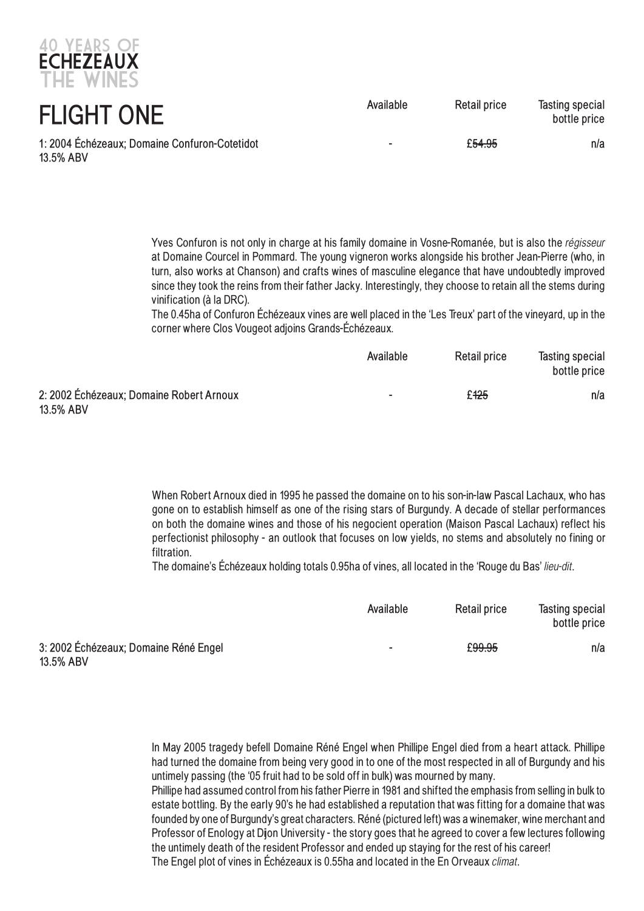40 YEARS OF
**ECHEZEAUX**
THE WINES

# FLIGHT ONE

| | Available | Retail price | Tasting special bottle price |
|---|---|---|---|
| 1: 2004 Échézeaux; Domaine Confuron-Cotetidot<br>13.5% ABV | - | £~~54.95~~ | n/a |

Yves Confuron is not only in charge at his family domaine in Vosne-Romanée, but is also the *régisseur* at Domaine Courcel in Pommard. The young vigneron works alongside his brother Jean-Pierre (who, in turn, also works at Chanson) and crafts wines of masculine elegance that have undoubtedly improved since they took the reins from their father Jacky. Interestingly, they choose to retain all the stems during vinification (à la DRC).

The 0.45ha of Confuron Échézeaux vines are well placed in the 'Les Treux' part of the vineyard, up in the corner where Clos Vougeot adjoins Grands-Échézeaux.

| | Available | Retail price | Tasting special bottle price |
|---|---|---|---|
| 2: 2002 Échézeaux; Domaine Robert Arnoux<br>13.5% ABV | - | £~~125~~ | n/a |

When Robert Arnoux died in 1995 he passed the domaine on to his son-in-law Pascal Lachaux, who has gone on to establish himself as one of the rising stars of Burgundy. A decade of stellar performances on both the domaine wines and those of his negocient operation (Maison Pascal Lachaux) reflect his perfectionist philosophy - an outlook that focuses on low yields, no stems and absolutely no fining or filtration.

The domaine's Échézeaux holding totals 0.95ha of vines, all located in the 'Rouge du Bas' *lieu-dit*.

| | Available | Retail price | Tasting special bottle price |
|---|---|---|---|
| 3: 2002 Échézeaux; Domaine Réné Engel<br>13.5% ABV | - | ~~£99.95~~ | n/a |

In May 2005 tragedy befell Domaine Réné Engel when Phillipe Engel died from a heart attack. Phillipe had turned the domaine from being very good in to one of the most respected in all of Burgundy and his untimely passing (the '05 fruit had to be sold off in bulk) was mourned by many.

Phillipe had assumed control from his father Pierre in 1981 and shifted the emphasis from selling in bulk to estate bottling. By the early 90's he had established a reputation that was fitting for a domaine that was founded by one of Burgundy's great characters. Réné (pictured left) was a winemaker, wine merchant and Professor of Enology at Dijon University - the story goes that he agreed to cover a few lectures following the untimely death of the resident Professor and ended up staying for the rest of his career!

The Engel plot of vines in Échézeaux is 0.55ha and located in the En Orveaux *climat*.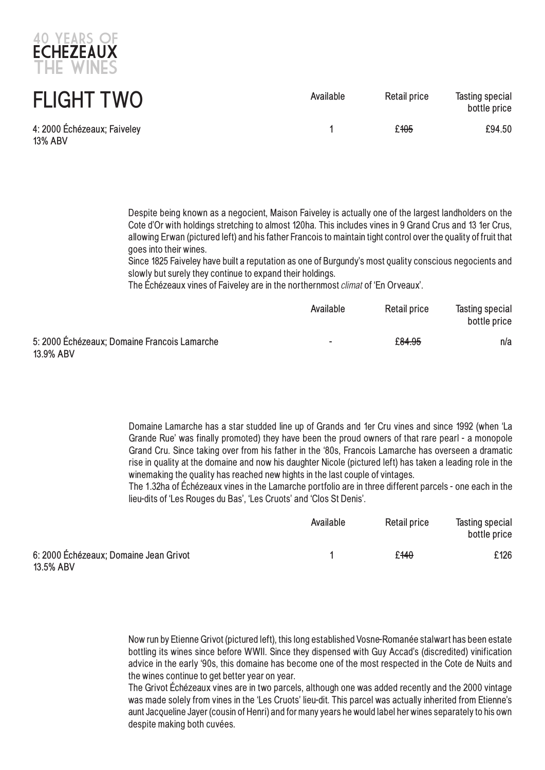# FLIGHT TWO

| | Available | Retail price | Tasting special bottle price |
|---|---|---|---|
| 4: 2000 Échézeaux; Faiveley<br>13% ABV | 1 | £~~105~~ | £94.50 |

Despite being known as a negocient, Maison Faiveley is actually one of the largest landholders on the Cote d'Or with holdings stretching to almost 120ha. This includes vines in 9 Grand Crus and 13 1er Crus, allowing Erwan (pictured left) and his father Francois to maintain tight control over the quality of fruit that goes into their wines.

Since 1825 Faiveley have built a reputation as one of Burgundy's most quality conscious negocients and slowly but surely they continue to expand their holdings.

The Échézeaux vines of Faiveley are in the northernmost *climat* of 'En Orveaux'.

| | Available | Retail price | Tasting special bottle price |
|---|---|---|---|
| 5: 2000 Échézeaux; Domaine Francois Lamarche<br>13.9% ABV | - | ~~£84.95~~ | n/a |

Domaine Lamarche has a star studded line up of Grands and 1er Cru vines and since 1992 (when 'La Grande Rue' was finally promoted) they have been the proud owners of that rare pearl - a monopole Grand Cru. Since taking over from his father in the '80s, Francois Lamarche has overseen a dramatic rise in quality at the domaine and now his daughter Nicole (pictured left) has taken a leading role in the winemaking the quality has reached new hights in the last couple of vintages.

The 1.32ha of Échézeaux vines in the Lamarche portfolio are in three different parcels - one each in the lieu-dits of 'Les Rouges du Bas', 'Les Cruots' and 'Clos St Denis'.

| | Available | Retail price | Tasting special bottle price |
|---|---|---|---|
| 6: 2000 Échézeaux; Domaine Jean Grivot<br>13.5% ABV | 1 | £~~140~~ | £126 |

Now run by Etienne Grivot (pictured left), this long established Vosne-Romanée stalwart has been estate bottling its wines since before WWII. Since they dispensed with Guy Accad's (discredited) vinification advice in the early '90s, this domaine has become one of the most respected in the Cote de Nuits and the wines continue to get better year on year.

The Grivot Échézeaux vines are in two parcels, although one was added recently and the 2000 vintage was made solely from vines in the 'Les Cruots' lieu-dit. This parcel was actually inherited from Etienne's aunt Jacqueline Jayer (cousin of Henri) and for many years he would label her wines separately to his own despite making both cuvées.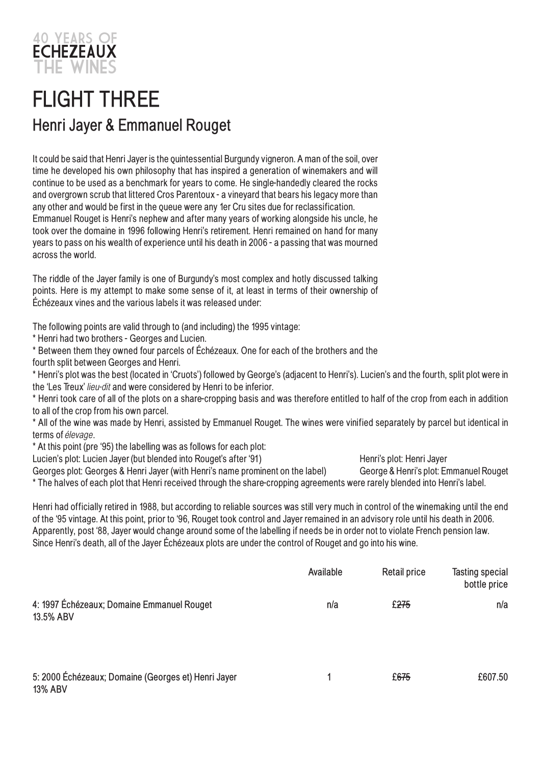40 YEARS OF
**ECHEZEAUX**
THE WINES

# FLIGHT THREE

## Henri Jayer & Emmanuel Rouget

It could be said that Henri Jayer is the quintessential Burgundy vigneron. A man of the soil, over time he developed his own philosophy that has inspired a generation of winemakers and will continue to be used as a benchmark for years to come. He single-handedly cleared the rocks and overgrown scrub that littered Cros Parentoux - a vineyard that bears his legacy more than any other and would be first in the queue were any 1er Cru sites due for reclassification. Emmanuel Rouget is Henri's nephew and after many years of working alongside his uncle, he took over the domaine in 1996 following Henri's retirement. Henri remained on hand for many years to pass on his wealth of experience until his death in 2006 - a passing that was mourned across the world.

The riddle of the Jayer family is one of Burgundy's most complex and hotly discussed talking points. Here is my attempt to make some sense of it, at least in terms of their ownership of Échézeaux vines and the various labels it was released under:

The following points are valid through to (and including) the 1995 vintage:

* Henri had two brothers - Georges and Lucien.
* Between them they owned four parcels of Échézeaux. One for each of the brothers and the fourth split between Georges and Henri.
* Henri's plot was the best (located in 'Cruots') followed by George's (adjacent to Henri's). Lucien's and the fourth, split plot were in the 'Les Treux' *lieu-dit* and were considered by Henri to be inferior.
* Henri took care of all of the plots on a share-cropping basis and was therefore entitled to half of the crop from each in addition to all of the crop from his own parcel.
* All of the wine was made by Henri, assisted by Emmanuel Rouget. The wines were vinified separately by parcel but identical in terms of *élevage*.
* At this point (pre '95) the labelling was as follows for each plot:

Lucien's plot: Lucien Jayer (but blended into Rouget's after '91)
Henri's plot: Henri Jayer
Georges plot: Georges & Henri Jayer (with Henri's name prominent on the label)
George & Henri's plot: Emmanuel Rouget

* The halves of each plot that Henri received through the share-cropping agreements were rarely blended into Henri's label.

Henri had officially retired in 1988, but according to reliable sources was still very much in control of the winemaking until the end of the '95 vintage. At this point, prior to '96, Rouget took control and Jayer remained in an advisory role until his death in 2006. Apparently, post '88, Jayer would change around some of the labelling if needs be in order not to violate French pension law. Since Henri's death, all of the Jayer Échézeaux plots are under the control of Rouget and go into his wine.

| | Available | Retail price | Tasting special bottle price |
|---|---|---|---|
| 4: 1997 Échézeaux; Domaine Emmanuel Rouget<br>13.5% ABV | n/a | ~~£275~~ | n/a |
| 5: 2000 Échézeaux; Domaine (Georges et) Henri Jayer<br>13% ABV | 1 | ~~£675~~ | £607.50 |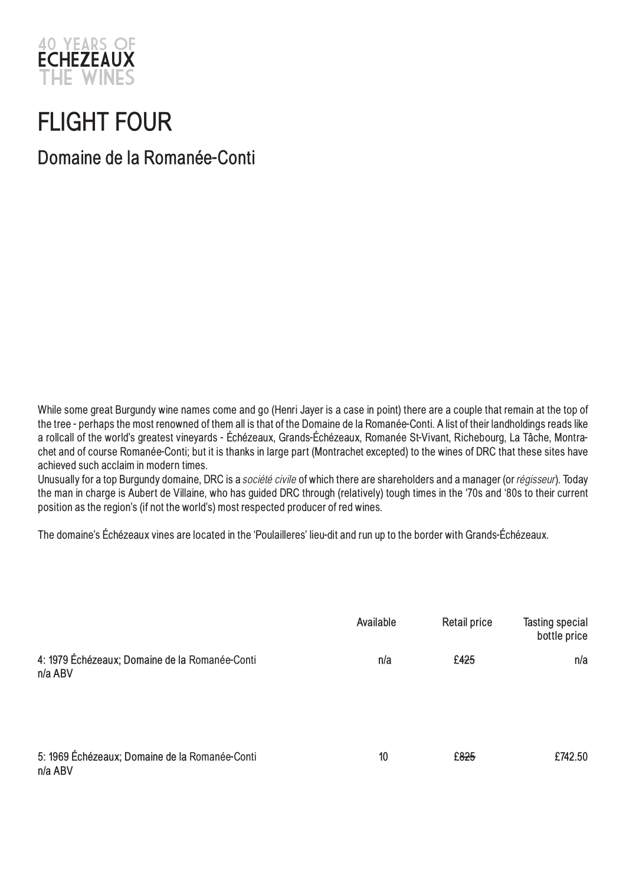40 YEARS OF
ECHEZEAUX
THE WINES

# FLIGHT FOUR

## Domaine de la Romanée-Conti

While some great Burgundy wine names come and go (Henri Jayer is a case in point) there are a couple that remain at the top of the tree - perhaps the most renowned of them all is that of the Domaine de la Romanée-Conti. A list of their landholdings reads like a rollcall of the world's greatest vineyards - Échézeaux, Grands-Échézeaux, Romanée St-Vivant, Richebourg, La Tâche, Montrachet and of course Romanée-Conti; but it is thanks in large part (Montrachet excepted) to the wines of DRC that these sites have achieved such acclaim in modern times.
Unusually for a top Burgundy domaine, DRC is a *société civile* of which there are shareholders and a manager (or *régisseur*). Today the man in charge is Aubert de Villaine, who has guided DRC through (relatively) tough times in the '70s and '80s to their current position as the region's (if not the world's) most respected producer of red wines.

The domaine's Échézeaux vines are located in the 'Poulailleres' lieu-dit and run up to the border with Grands-Échézeaux.

| | Available | Retail price | Tasting special bottle price |
|---|---|---|---|
| 4: 1979 Échézeaux; Domaine de la Romanée-Conti<br>n/a ABV | n/a | ~~£425~~ | n/a |
| 5: 1969 Échézeaux; Domaine de la Romanée-Conti<br>n/a ABV | 10 | ~~£825~~ | £742.50 |